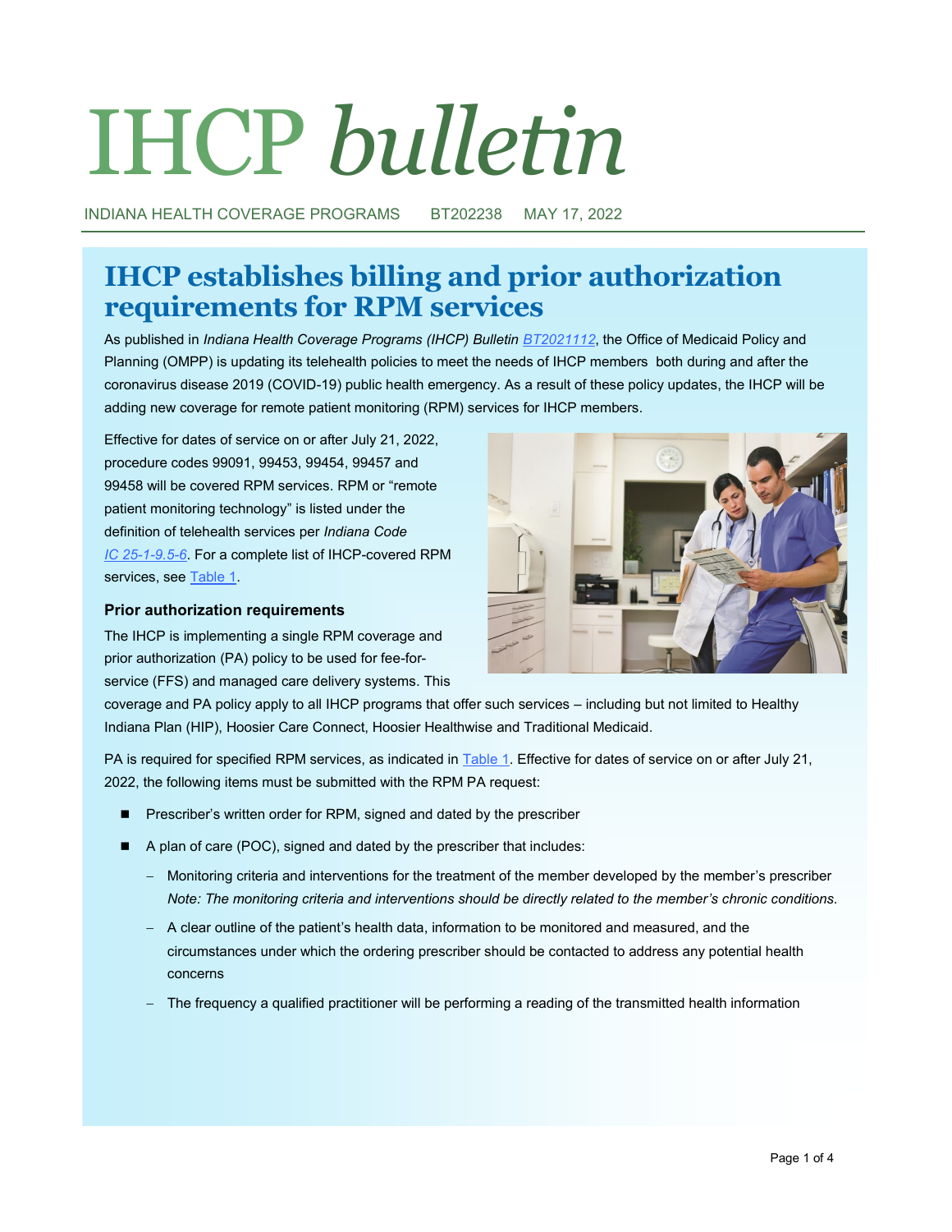# IHCP *bulletin*

INDIANA HEALTH COVERAGE PROGRAMS BT202238 MAY 17, 2022

## IHCP establishes billing and prior authorization requirements for RPM services

As published in *Indiana Health Coverage Programs (IHCP) Bulletin* BT2021112, the Office of Medicaid Policy and Planning (OMPP) is updating its telehealth policies to meet the needs of IHCP members both during and after the coronavirus disease 2019 (COVID-19) public health emergency. As a result of these policy updates, the IHCP will be adding new coverage for remote patient monitoring (RPM) services for IHCP members.

Effective for dates of service on or after July 21, 2022, procedure codes 99091, 99453, 99454, 99457 and 99458 will be covered RPM services. RPM or "remote patient monitoring technology" is listed under the definition of telehealth services per *Indiana Code IC 25-1-9.5-6*. For a complete list of IHCP-covered RPM services, see Table 1.

### Prior authorization requirements

The IHCP is implementing a single RPM coverage and prior authorization (PA) policy to be used for fee-for-service (FFS) and managed care delivery systems. This coverage and PA policy apply to all IHCP programs that offer such services – including but not limited to Healthy Indiana Plan (HIP), Hoosier Care Connect, Hoosier Healthwise and Traditional Medicaid.

PA is required for specified RPM services, as indicated in Table 1. Effective for dates of service on or after July 21, 2022, the following items must be submitted with the RPM PA request:

- Prescriber's written order for RPM, signed and dated by the prescriber
- A plan of care (POC), signed and dated by the prescriber that includes:
  - Monitoring criteria and interventions for the treatment of the member developed by the member's prescriber
    *Note: The monitoring criteria and interventions should be directly related to the member's chronic conditions.*
  - A clear outline of the patient's health data, information to be monitored and measured, and the circumstances under which the ordering prescriber should be contacted to address any potential health concerns
  - The frequency a qualified practitioner will be performing a reading of the transmitted health information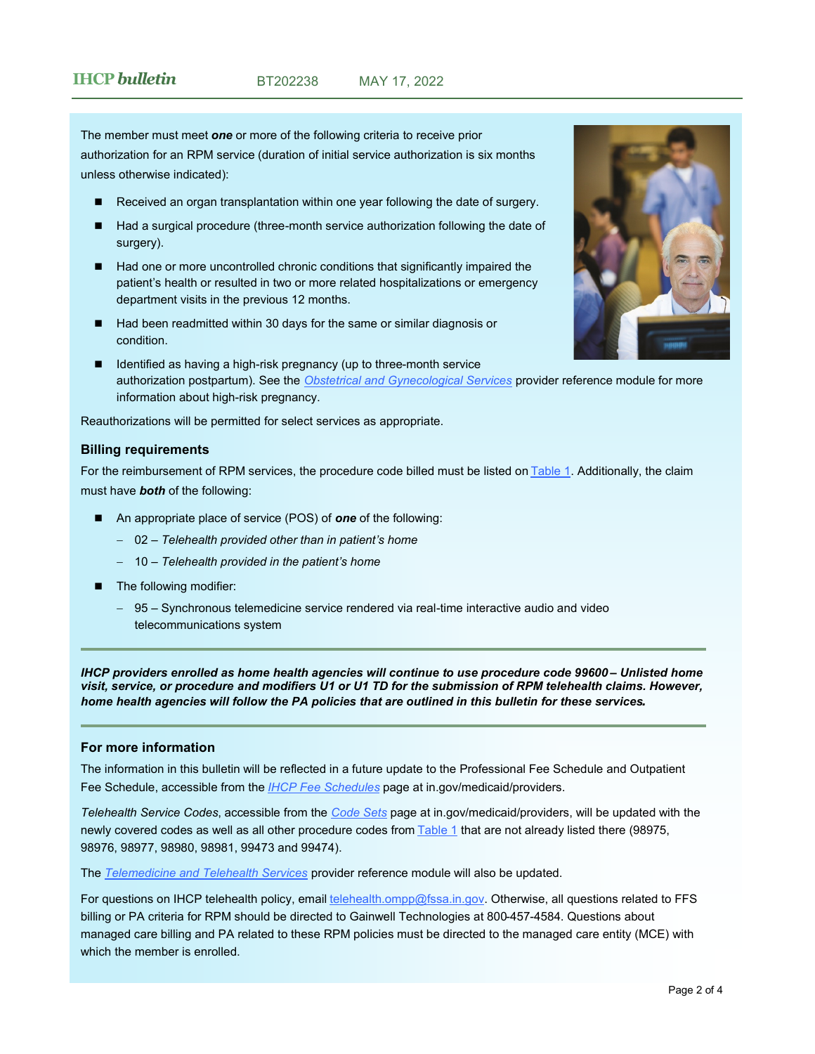The member must meet ***one*** or more of the following criteria to receive prior authorization for an RPM service (duration of initial service authorization is six months unless otherwise indicated):

- Received an organ transplantation within one year following the date of surgery.
- Had a surgical procedure (three-month service authorization following the date of surgery).
- Had one or more uncontrolled chronic conditions that significantly impaired the patient's health or resulted in two or more related hospitalizations or emergency department visits in the previous 12 months.
- Had been readmitted within 30 days for the same or similar diagnosis or condition.
- Identified as having a high-risk pregnancy (up to three-month service authorization postpartum). See the *Obstetrical and Gynecological Services* provider reference module for more information about high-risk pregnancy.

Reauthorizations will be permitted for select services as appropriate.

### Billing requirements

For the reimbursement of RPM services, the procedure code billed must be listed on Table 1. Additionally, the claim must have ***both*** of the following:

- An appropriate place of service (POS) of ***one*** of the following:
  - 02 – *Telehealth provided other than in patient's home*
  - 10 – *Telehealth provided in the patient's home*
- The following modifier:
  - 95 – Synchronous telemedicine service rendered via real-time interactive audio and video telecommunications system

***IHCP providers enrolled as home health agencies will continue to use procedure code 99600 – Unlisted home visit, service, or procedure and modifiers U1 or U1 TD for the submission of RPM telehealth claims. However, home health agencies will follow the PA policies that are outlined in this bulletin for these services.***

### For more information

The information in this bulletin will be reflected in a future update to the Professional Fee Schedule and Outpatient Fee Schedule, accessible from the *IHCP Fee Schedules* page at in.gov/medicaid/providers.

*Telehealth Service Codes*, accessible from the *Code Sets* page at in.gov/medicaid/providers, will be updated with the newly covered codes as well as all other procedure codes from Table 1 that are not already listed there (98975, 98976, 98977, 98980, 98981, 99473 and 99474).

The *Telemedicine and Telehealth Services* provider reference module will also be updated.

For questions on IHCP telehealth policy, email telehealth.ompp@fssa.in.gov. Otherwise, all questions related to FFS billing or PA criteria for RPM should be directed to Gainwell Technologies at 800-457-4584. Questions about managed care billing and PA related to these RPM policies must be directed to the managed care entity (MCE) with which the member is enrolled.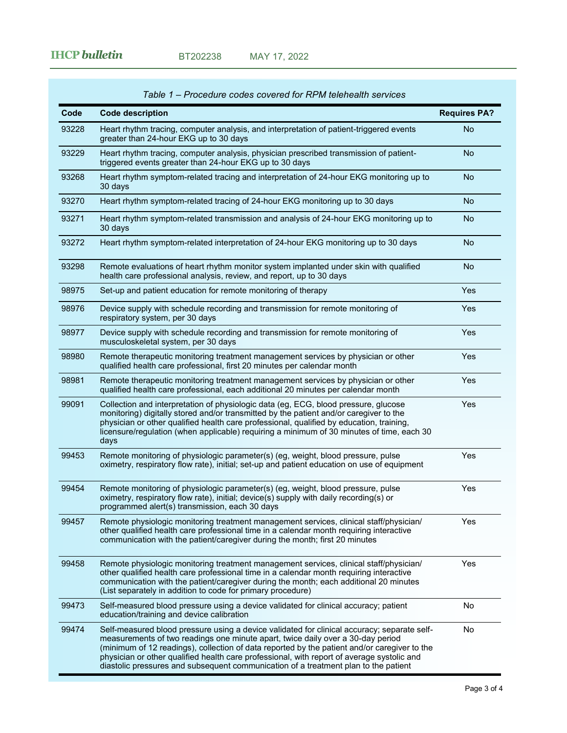*Table 1 – Procedure codes covered for RPM telehealth services*

| Code | Code description | Requires PA? |
|---|---|---|
| 93228 | Heart rhythm tracing, computer analysis, and interpretation of patient-triggered events greater than 24-hour EKG up to 30 days | No |
| 93229 | Heart rhythm tracing, computer analysis, physician prescribed transmission of patient-triggered events greater than 24-hour EKG up to 30 days | No |
| 93268 | Heart rhythm symptom-related tracing and interpretation of 24-hour EKG monitoring up to 30 days | No |
| 93270 | Heart rhythm symptom-related tracing of 24-hour EKG monitoring up to 30 days | No |
| 93271 | Heart rhythm symptom-related transmission and analysis of 24-hour EKG monitoring up to 30 days | No |
| 93272 | Heart rhythm symptom-related interpretation of 24-hour EKG monitoring up to 30 days | No |
| 93298 | Remote evaluations of heart rhythm monitor system implanted under skin with qualified health care professional analysis, review, and report, up to 30 days | No |
| 98975 | Set-up and patient education for remote monitoring of therapy | Yes |
| 98976 | Device supply with schedule recording and transmission for remote monitoring of respiratory system, per 30 days | Yes |
| 98977 | Device supply with schedule recording and transmission for remote monitoring of musculoskeletal system, per 30 days | Yes |
| 98980 | Remote therapeutic monitoring treatment management services by physician or other qualified health care professional, first 20 minutes per calendar month | Yes |
| 98981 | Remote therapeutic monitoring treatment management services by physician or other qualified health care professional, each additional 20 minutes per calendar month | Yes |
| 99091 | Collection and interpretation of physiologic data (eg, ECG, blood pressure, glucose monitoring) digitally stored and/or transmitted by the patient and/or caregiver to the physician or other qualified health care professional, qualified by education, training, licensure/regulation (when applicable) requiring a minimum of 30 minutes of time, each 30 days | Yes |
| 99453 | Remote monitoring of physiologic parameter(s) (eg, weight, blood pressure, pulse oximetry, respiratory flow rate), initial; set-up and patient education on use of equipment | Yes |
| 99454 | Remote monitoring of physiologic parameter(s) (eg, weight, blood pressure, pulse oximetry, respiratory flow rate), initial; device(s) supply with daily recording(s) or programmed alert(s) transmission, each 30 days | Yes |
| 99457 | Remote physiologic monitoring treatment management services, clinical staff/physician/ other qualified health care professional time in a calendar month requiring interactive communication with the patient/caregiver during the month; first 20 minutes | Yes |
| 99458 | Remote physiologic monitoring treatment management services, clinical staff/physician/ other qualified health care professional time in a calendar month requiring interactive communication with the patient/caregiver during the month; each additional 20 minutes (List separately in addition to code for primary procedure) | Yes |
| 99473 | Self-measured blood pressure using a device validated for clinical accuracy; patient education/training and device calibration | No |
| 99474 | Self-measured blood pressure using a device validated for clinical accuracy; separate self-measurements of two readings one minute apart, twice daily over a 30-day period (minimum of 12 readings), collection of data reported by the patient and/or caregiver to the physician or other qualified health care professional, with report of average systolic and diastolic pressures and subsequent communication of a treatment plan to the patient | No |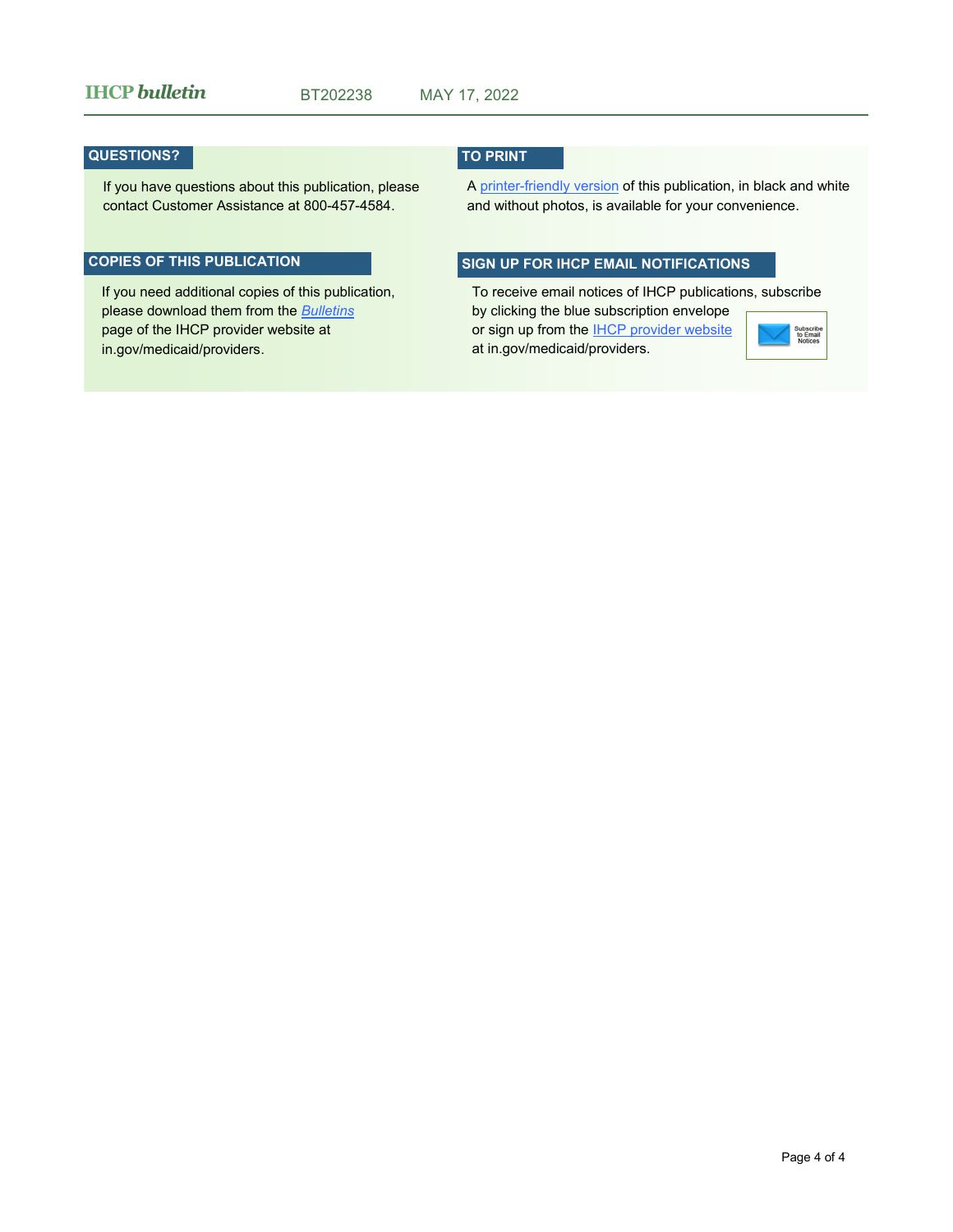## QUESTIONS?

If you have questions about this publication, please contact Customer Assistance at 800-457-4584.

## COPIES OF THIS PUBLICATION

If you need additional copies of this publication, please download them from the *Bulletins* page of the IHCP provider website at in.gov/medicaid/providers.

## TO PRINT

A printer-friendly version of this publication, in black and white and without photos, is available for your convenience.

## SIGN UP FOR IHCP EMAIL NOTIFICATIONS

To receive email notices of IHCP publications, subscribe by clicking the blue subscription envelope or sign up from the IHCP provider website at in.gov/medicaid/providers.

Subscribe to Email Notices